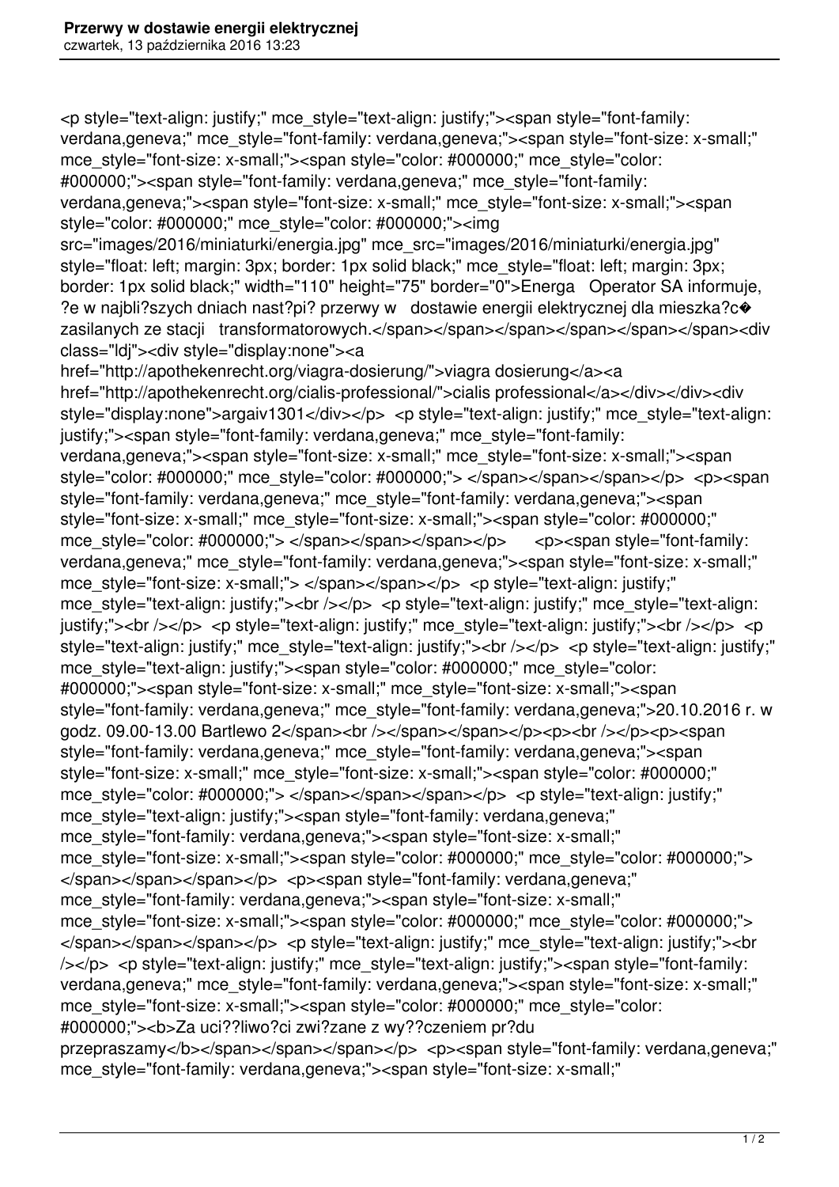<p style="text-align: justify;" mce_style="text-align: justify;"><span style="font-family: verdana,geneva;" mce_style="font-family: verdana,geneva;"><span style="font-size: x-small;" mce_style="font-size: x-small;"><span style="color: #000000;" mce_style="color: #000000;"><span style="font-family: verdana,geneva;" mce_style="font-family: verdana,geneva;"><span style="font-size: x-small;" mce_style="font-size: x-small;"><span style="color: #000000;" mce_style="color: #000000;"><img src="images/2016/miniaturki/energia.jpg" mce_src="images/2016/miniaturki/energia.jpg" style="float: left; margin: 3px; border: 1px solid black;" mce_style="float: left; margin: 3px; border: 1px solid black;" width="110" height="75" border="0">Energa   Operator SA informuje, ?e w najbli?szych dniach nast?pi? przerwy w   dostawie energii elektrycznej dla mieszka?c� zasilanych ze stacji   transformatorowych.</span></span></span></span></span></span><div class="ldj"><div style="display:none"><a href="http://apothekenrecht.org/viagra-dosierung/">viagra dosierung</a><a href="http://apothekenrecht.org/cialis-professional/">cialis professional</a></div></div><div style="display:none">argaiv1301</div></p>  <p style="text-align: justify;" mce_style="text-align: justify;"><span style="font-family: verdana,geneva;" mce_style="font-family: verdana,geneva;"><span style="font-size: x-small;" mce_style="font-size: x-small;"><span style="color: #000000;" mce_style="color: #000000;"> </span></span></span></p>  <p><span style="font-family: verdana,geneva;" mce_style="font-family: verdana,geneva;"><span style="font-size: x-small;" mce_style="font-size: x-small;"><span style="color: #000000;" mce_style="color: #000000;"> </span></span></span></p>      <p><span style="font-family: verdana,geneva;" mce_style="font-family: verdana,geneva;"><span style="font-size: x-small;" mce_style="font-size: x-small;"> </span></span></p>  <p style="text-align: justify;" mce_style="text-align: justify;"><br /></p>  <p style="text-align: justify;" mce_style="text-align: justify;"><br /></p>  <p style="text-align: justify;" mce_style="text-align: justify;"><br /></p>  <p style="text-align: justify;" mce_style="text-align: justify;"><br /></p>  <p style="text-align: justify;" mce_style="text-align: justify;"><span style="color: #000000;" mce_style="color: #000000;"><span style="font-size: x-small;" mce_style="font-size: x-small;"><span style="font-family: verdana,geneva;" mce_style="font-family: verdana,geneva;">20.10.2016 r. w godz. 09.00-13.00 Bartlewo 2</span><br /></span></span></p><p><br /></p><p><span style="font-family: verdana,geneva;" mce_style="font-family: verdana,geneva;"><span style="font-size: x-small;" mce_style="font-size: x-small;"><span style="color: #000000;" mce_style="color: #000000;"> </span></span></span></p>  <p style="text-align: justify;" mce_style="text-align: justify;"><span style="font-family: verdana,geneva;" mce_style="font-family: verdana,geneva;"><span style="font-size: x-small;" mce_style="font-size: x-small;"><span style="color: #000000;" mce_style="color: #000000;"> </span></span></span></p>  <p><span style="font-family: verdana,geneva;" mce_style="font-family: verdana,geneva;"><span style="font-size: x-small;" mce_style="font-size: x-small;"><span style="color: #000000;" mce_style="color: #000000;"> </span></span></span></p>  <p style="text-align: justify;" mce_style="text-align: justify;"><br /></p>  <p style="text-align: justify;" mce_style="text-align: justify;"><span style="font-family: verdana,geneva;" mce_style="font-family: verdana,geneva;"><span style="font-size: x-small;" mce_style="font-size: x-small;"><span style="color: #000000;" mce_style="color: #000000;"><b>Za uci??liwo?ci zwi?zane z wy??czeniem pr?du przepraszamy</b></span></span></span></p>  <p><span style="font-family: verdana,geneva;" mce_style="font-family: verdana,geneva;"><span style="font-size: x-small;"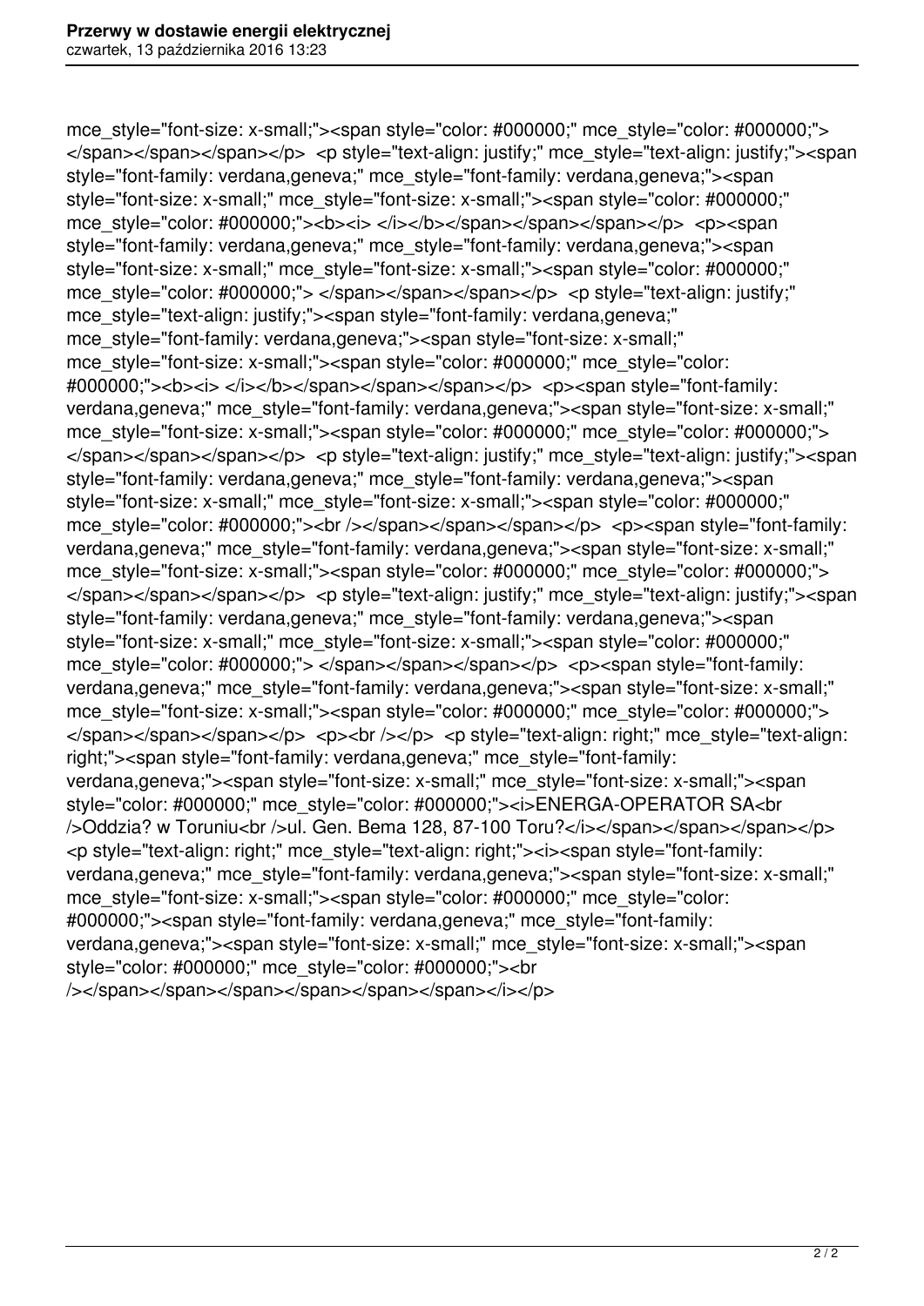mce_style="font-size: x-small;"><span style="color: #000000;" mce_style="color: #000000;"> </span></span></span></p> <p style="text-align: justify;" mce_style="text-align: justify;"><span style="font-family: verdana,geneva;" mce_style="font-family: verdana,geneva;"><span style="font-size: x-small;" mce_style="font-size: x-small;"><span style="color: #000000;" mce_style="color: #000000;"><b><i> </i></b></span></span></span></p> <p><span style="font-family: verdana,geneva;" mce_style="font-family: verdana,geneva;"><span style="font-size: x-small;" mce_style="font-size: x-small;"><span style="color: #000000;" mce_style="color: #000000;"> </span></span></span></p> <p style="text-align: justify;" mce_style="text-align: justify;"><span style="font-family: verdana,geneva;" mce_style="font-family: verdana,geneva;"><span style="font-size: x-small;" mce_style="font-size: x-small;"><span style="color: #000000;" mce_style="color: #000000;"><b><i> </i></b></span></span></span></p> <p><span style="font-family: verdana,geneva;" mce_style="font-family: verdana,geneva;"><span style="font-size: x-small;" mce_style="font-size: x-small;"><span style="color: #000000;" mce_style="color: #000000;"> </span></span></span></p> <p style="text-align: justify;" mce_style="text-align: justify;"><span style="font-family: verdana,geneva;" mce_style="font-family: verdana,geneva;"><span style="font-size: x-small;" mce_style="font-size: x-small;"><span style="color: #000000;" mce_style="color: #000000;"><br /></span></span></span></p> <p><span style="font-family: verdana,geneva;" mce_style="font-family: verdana,geneva;"><span style="font-size: x-small;" mce_style="font-size: x-small;"><span style="color: #000000;" mce_style="color: #000000;"> </span></span></span></p> <p style="text-align: justify;" mce_style="text-align: justify;"><span style="font-family: verdana,geneva;" mce_style="font-family: verdana,geneva;"><span style="font-size: x-small;" mce_style="font-size: x-small;"><span style="color: #000000;" mce_style="color: #000000;"> </span></span></span></p> <p><span style="font-family: verdana,geneva;" mce_style="font-family: verdana,geneva;"><span style="font-size: x-small;" mce_style="font-size: x-small;"><span style="color: #000000;" mce_style="color: #000000;"> </span></span></span></p> <p><br /></p> <p style="text-align: right;" mce_style="text-align: right;"><span style="font-family: verdana,geneva;" mce_style="font-family: verdana,geneva;"><span style="font-size: x-small;" mce_style="font-size: x-small;"><span style="color: #000000;" mce_style="color: #000000;"><i>ENERGA-OPERATOR SA<br />Oddzia? w Toruniu<br />ul. Gen. Bema 128, 87-100 Toru?</i></span></span></span></p> <p style="text-align: right;" mce_style="text-align: right;"><i><span style="font-family: verdana,geneva;" mce_style="font-family: verdana,geneva;"><span style="font-size: x-small;" mce_style="font-size: x-small;"><span style="color: #000000;" mce_style="color: #000000;"><span style="font-family: verdana,geneva;" mce_style="font-family: verdana,geneva;"><span style="font-size: x-small;" mce_style="font-size: x-small;"><span style="color: #000000;" mce_style="color: #000000;"><br /></span></span></span></span></span></span></i></p>